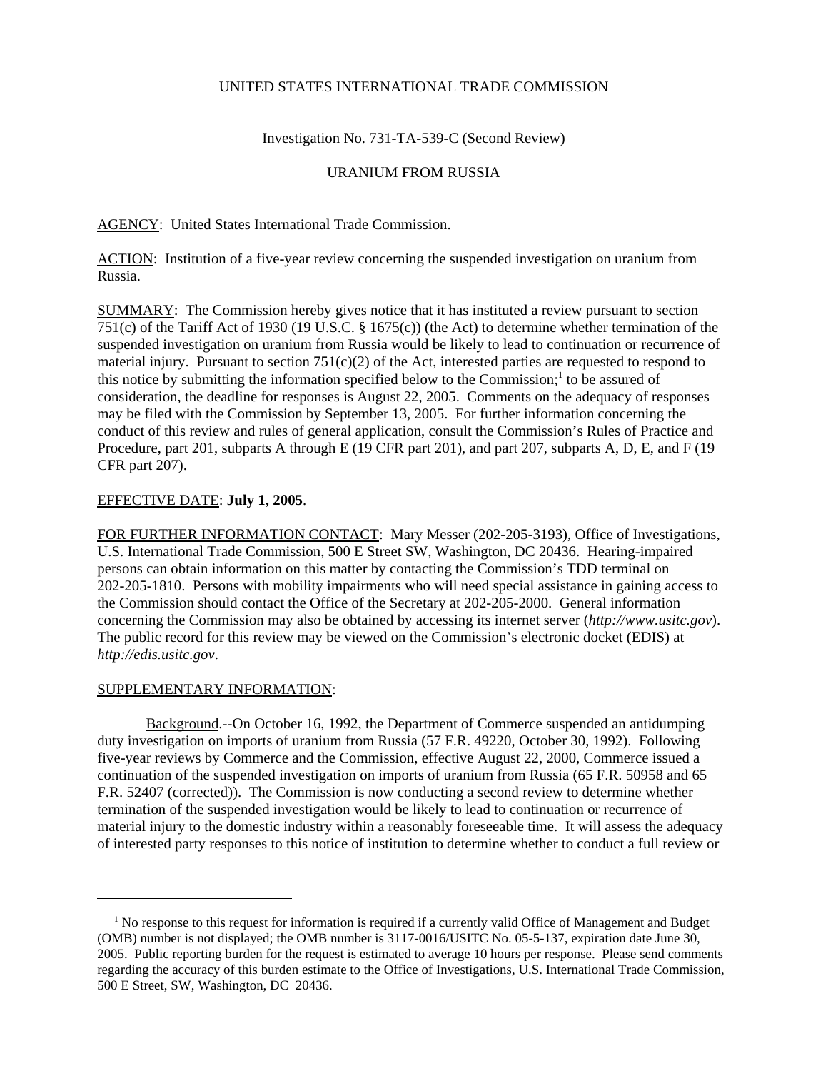UNITED STATES INTERNATIONAL TRADE COMMISSION

Investigation No. 731-TA-539-C (Second Review)

URANIUM FROM RUSSIA

AGENCY: United States International Trade Commission.

ACTION: Institution of a five-year review concerning the suspended investigation on uranium from Russia.

SUMMARY: The Commission hereby gives notice that it has instituted a review pursuant to section 751(c) of the Tariff Act of 1930 (19 U.S.C. § 1675(c)) (the Act) to determine whether termination of the suspended investigation on uranium from Russia would be likely to lead to continuation or recurrence of material injury. Pursuant to section 751(c)(2) of the Act, interested parties are requested to respond to this notice by submitting the information specified below to the Commission;[1] to be assured of consideration, the deadline for responses is August 22, 2005. Comments on the adequacy of responses may be filed with the Commission by September 13, 2005. For further information concerning the conduct of this review and rules of general application, consult the Commission's Rules of Practice and Procedure, part 201, subparts A through E (19 CFR part 201), and part 207, subparts A, D, E, and F (19 CFR part 207).

EFFECTIVE DATE: **July 1, 2005**.

FOR FURTHER INFORMATION CONTACT: Mary Messer (202-205-3193), Office of Investigations, U.S. International Trade Commission, 500 E Street SW, Washington, DC 20436. Hearing-impaired persons can obtain information on this matter by contacting the Commission's TDD terminal on 202-205-1810. Persons with mobility impairments who will need special assistance in gaining access to the Commission should contact the Office of the Secretary at 202-205-2000. General information concerning the Commission may also be obtained by accessing its internet server (*http://www.usitc.gov*). The public record for this review may be viewed on the Commission's electronic docket (EDIS) at *http://edis.usitc.gov*.

SUPPLEMENTARY INFORMATION:

Background.--On October 16, 1992, the Department of Commerce suspended an antidumping duty investigation on imports of uranium from Russia (57 F.R. 49220, October 30, 1992). Following five-year reviews by Commerce and the Commission, effective August 22, 2000, Commerce issued a continuation of the suspended investigation on imports of uranium from Russia (65 F.R. 50958 and 65 F.R. 52407 (corrected)). The Commission is now conducting a second review to determine whether termination of the suspended investigation would be likely to lead to continuation or recurrence of material injury to the domestic industry within a reasonably foreseeable time. It will assess the adequacy of interested party responses to this notice of institution to determine whether to conduct a full review or

[1] No response to this request for information is required if a currently valid Office of Management and Budget (OMB) number is not displayed; the OMB number is 3117-0016/USITC No. 05-5-137, expiration date June 30, 2005. Public reporting burden for the request is estimated to average 10 hours per response. Please send comments regarding the accuracy of this burden estimate to the Office of Investigations, U.S. International Trade Commission, 500 E Street, SW, Washington, DC 20436.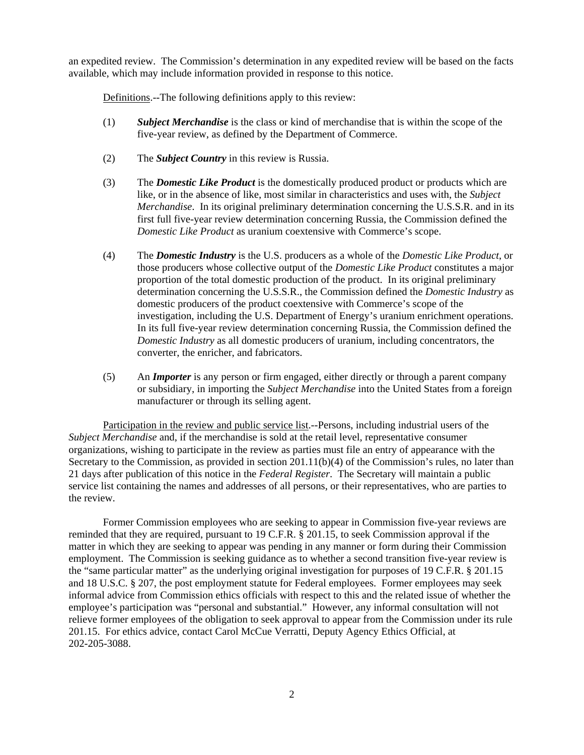an expedited review. The Commission's determination in any expedited review will be based on the facts available, which may include information provided in response to this notice.

Definitions.--The following definitions apply to this review:

(1) ***Subject Merchandise*** is the class or kind of merchandise that is within the scope of the five-year review, as defined by the Department of Commerce.

(2) The ***Subject Country*** in this review is Russia.

(3) The ***Domestic Like Product*** is the domestically produced product or products which are like, or in the absence of like, most similar in characteristics and uses with, the *Subject Merchandise*. In its original preliminary determination concerning the U.S.S.R. and in its first full five-year review determination concerning Russia, the Commission defined the *Domestic Like Product* as uranium coextensive with Commerce's scope.

(4) The ***Domestic Industry*** is the U.S. producers as a whole of the *Domestic Like Product*, or those producers whose collective output of the *Domestic Like Product* constitutes a major proportion of the total domestic production of the product. In its original preliminary determination concerning the U.S.S.R., the Commission defined the *Domestic Industry* as domestic producers of the product coextensive with Commerce's scope of the investigation, including the U.S. Department of Energy's uranium enrichment operations. In its full five-year review determination concerning Russia, the Commission defined the *Domestic Industry* as all domestic producers of uranium, including concentrators, the converter, the enricher, and fabricators.

(5) An ***Importer*** is any person or firm engaged, either directly or through a parent company or subsidiary, in importing the *Subject Merchandise* into the United States from a foreign manufacturer or through its selling agent.

Participation in the review and public service list.--Persons, including industrial users of the *Subject Merchandise* and, if the merchandise is sold at the retail level, representative consumer organizations, wishing to participate in the review as parties must file an entry of appearance with the Secretary to the Commission, as provided in section 201.11(b)(4) of the Commission's rules, no later than 21 days after publication of this notice in the *Federal Register*. The Secretary will maintain a public service list containing the names and addresses of all persons, or their representatives, who are parties to the review.

Former Commission employees who are seeking to appear in Commission five-year reviews are reminded that they are required, pursuant to 19 C.F.R. § 201.15, to seek Commission approval if the matter in which they are seeking to appear was pending in any manner or form during their Commission employment. The Commission is seeking guidance as to whether a second transition five-year review is the "same particular matter" as the underlying original investigation for purposes of 19 C.F.R. § 201.15 and 18 U.S.C. § 207, the post employment statute for Federal employees. Former employees may seek informal advice from Commission ethics officials with respect to this and the related issue of whether the employee's participation was "personal and substantial." However, any informal consultation will not relieve former employees of the obligation to seek approval to appear from the Commission under its rule 201.15. For ethics advice, contact Carol McCue Verratti, Deputy Agency Ethics Official, at 202-205-3088.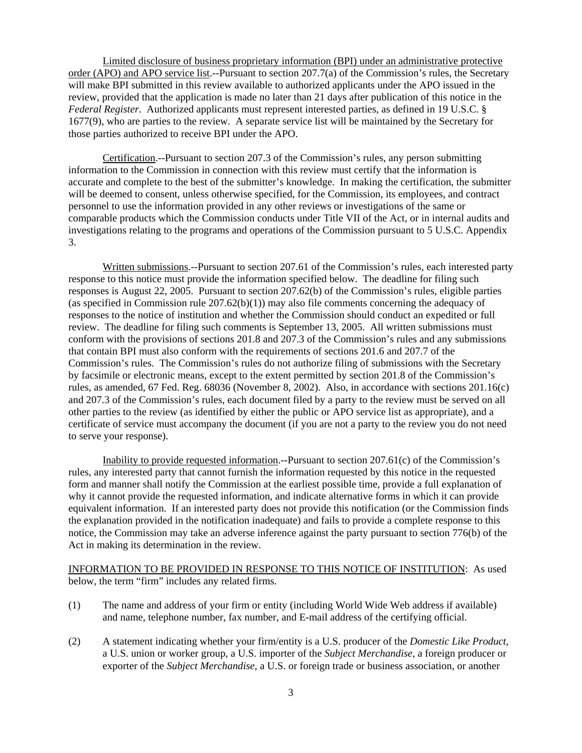Limited disclosure of business proprietary information (BPI) under an administrative protective order (APO) and APO service list.--Pursuant to section 207.7(a) of the Commission's rules, the Secretary will make BPI submitted in this review available to authorized applicants under the APO issued in the review, provided that the application is made no later than 21 days after publication of this notice in the *Federal Register*. Authorized applicants must represent interested parties, as defined in 19 U.S.C. § 1677(9), who are parties to the review. A separate service list will be maintained by the Secretary for those parties authorized to receive BPI under the APO.

Certification.--Pursuant to section 207.3 of the Commission's rules, any person submitting information to the Commission in connection with this review must certify that the information is accurate and complete to the best of the submitter's knowledge. In making the certification, the submitter will be deemed to consent, unless otherwise specified, for the Commission, its employees, and contract personnel to use the information provided in any other reviews or investigations of the same or comparable products which the Commission conducts under Title VII of the Act, or in internal audits and investigations relating to the programs and operations of the Commission pursuant to 5 U.S.C. Appendix 3.

Written submissions.--Pursuant to section 207.61 of the Commission's rules, each interested party response to this notice must provide the information specified below. The deadline for filing such responses is August 22, 2005. Pursuant to section 207.62(b) of the Commission's rules, eligible parties (as specified in Commission rule 207.62(b)(1)) may also file comments concerning the adequacy of responses to the notice of institution and whether the Commission should conduct an expedited or full review. The deadline for filing such comments is September 13, 2005. All written submissions must conform with the provisions of sections 201.8 and 207.3 of the Commission's rules and any submissions that contain BPI must also conform with the requirements of sections 201.6 and 207.7 of the Commission's rules. The Commission's rules do not authorize filing of submissions with the Secretary by facsimile or electronic means, except to the extent permitted by section 201.8 of the Commission's rules, as amended, 67 Fed. Reg. 68036 (November 8, 2002). Also, in accordance with sections 201.16(c) and 207.3 of the Commission's rules, each document filed by a party to the review must be served on all other parties to the review (as identified by either the public or APO service list as appropriate), and a certificate of service must accompany the document (if you are not a party to the review you do not need to serve your response).

Inability to provide requested information.--Pursuant to section 207.61(c) of the Commission's rules, any interested party that cannot furnish the information requested by this notice in the requested form and manner shall notify the Commission at the earliest possible time, provide a full explanation of why it cannot provide the requested information, and indicate alternative forms in which it can provide equivalent information. If an interested party does not provide this notification (or the Commission finds the explanation provided in the notification inadequate) and fails to provide a complete response to this notice, the Commission may take an adverse inference against the party pursuant to section 776(b) of the Act in making its determination in the review.

INFORMATION TO BE PROVIDED IN RESPONSE TO THIS NOTICE OF INSTITUTION: As used below, the term "firm" includes any related firms.

(1) The name and address of your firm or entity (including World Wide Web address if available) and name, telephone number, fax number, and E-mail address of the certifying official.

(2) A statement indicating whether your firm/entity is a U.S. producer of the *Domestic Like Product*, a U.S. union or worker group, a U.S. importer of the *Subject Merchandise*, a foreign producer or exporter of the *Subject Merchandise*, a U.S. or foreign trade or business association, or another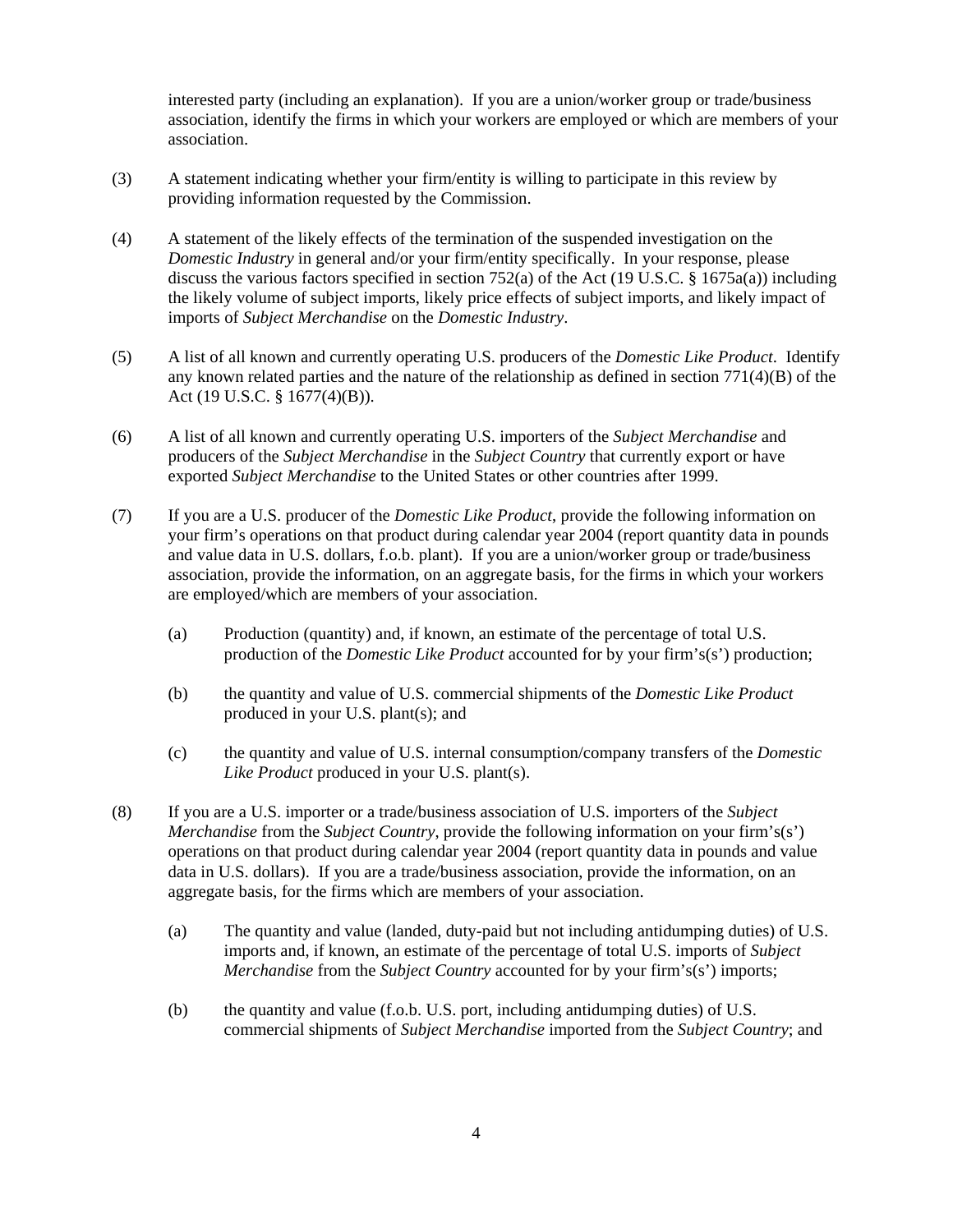interested party (including an explanation). If you are a union/worker group or trade/business association, identify the firms in which your workers are employed or which are members of your association.

(3) A statement indicating whether your firm/entity is willing to participate in this review by providing information requested by the Commission.

(4) A statement of the likely effects of the termination of the suspended investigation on the *Domestic Industry* in general and/or your firm/entity specifically. In your response, please discuss the various factors specified in section 752(a) of the Act (19 U.S.C. § 1675a(a)) including the likely volume of subject imports, likely price effects of subject imports, and likely impact of imports of *Subject Merchandise* on the *Domestic Industry*.

(5) A list of all known and currently operating U.S. producers of the *Domestic Like Product*. Identify any known related parties and the nature of the relationship as defined in section 771(4)(B) of the Act (19 U.S.C. § 1677(4)(B)).

(6) A list of all known and currently operating U.S. importers of the *Subject Merchandise* and producers of the *Subject Merchandise* in the *Subject Country* that currently export or have exported *Subject Merchandise* to the United States or other countries after 1999.

(7) If you are a U.S. producer of the *Domestic Like Product*, provide the following information on your firm's operations on that product during calendar year 2004 (report quantity data in pounds and value data in U.S. dollars, f.o.b. plant). If you are a union/worker group or trade/business association, provide the information, on an aggregate basis, for the firms in which your workers are employed/which are members of your association.

   (a) Production (quantity) and, if known, an estimate of the percentage of total U.S. production of the *Domestic Like Product* accounted for by your firm's(s') production;

   (b) the quantity and value of U.S. commercial shipments of the *Domestic Like Product* produced in your U.S. plant(s); and

   (c) the quantity and value of U.S. internal consumption/company transfers of the *Domestic Like Product* produced in your U.S. plant(s).

(8) If you are a U.S. importer or a trade/business association of U.S. importers of the *Subject Merchandise* from the *Subject Country*, provide the following information on your firm's(s') operations on that product during calendar year 2004 (report quantity data in pounds and value data in U.S. dollars). If you are a trade/business association, provide the information, on an aggregate basis, for the firms which are members of your association.

   (a) The quantity and value (landed, duty-paid but not including antidumping duties) of U.S. imports and, if known, an estimate of the percentage of total U.S. imports of *Subject Merchandise* from the *Subject Country* accounted for by your firm's(s') imports;

   (b) the quantity and value (f.o.b. U.S. port, including antidumping duties) of U.S. commercial shipments of *Subject Merchandise* imported from the *Subject Country*; and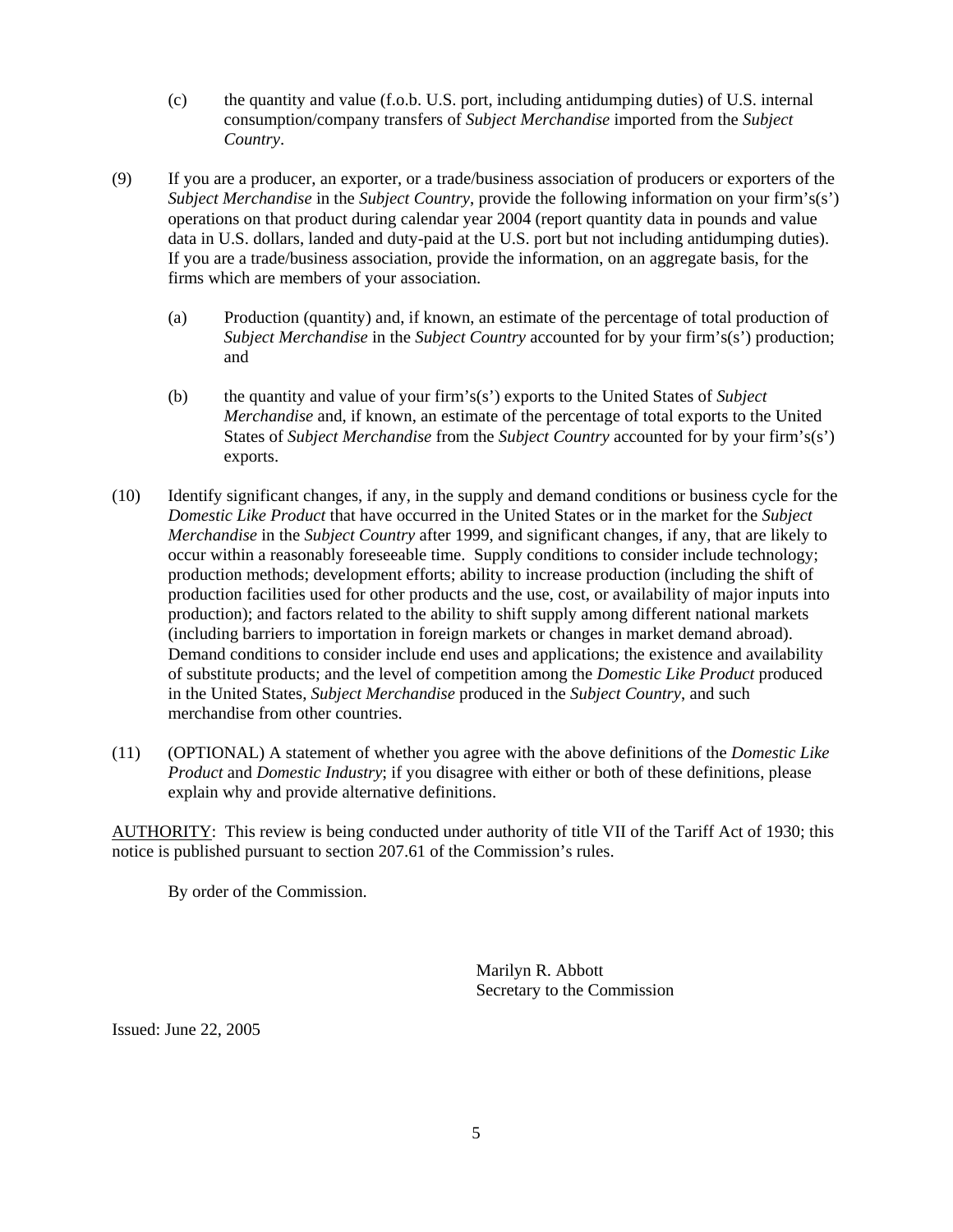(c) the quantity and value (f.o.b. U.S. port, including antidumping duties) of U.S. internal consumption/company transfers of *Subject Merchandise* imported from the *Subject Country*.

(9) If you are a producer, an exporter, or a trade/business association of producers or exporters of the *Subject Merchandise* in the *Subject Country*, provide the following information on your firm's(s') operations on that product during calendar year 2004 (report quantity data in pounds and value data in U.S. dollars, landed and duty-paid at the U.S. port but not including antidumping duties). If you are a trade/business association, provide the information, on an aggregate basis, for the firms which are members of your association.

(a) Production (quantity) and, if known, an estimate of the percentage of total production of *Subject Merchandise* in the *Subject Country* accounted for by your firm's(s') production; and

(b) the quantity and value of your firm's(s') exports to the United States of *Subject Merchandise* and, if known, an estimate of the percentage of total exports to the United States of *Subject Merchandise* from the *Subject Country* accounted for by your firm's(s') exports.

(10) Identify significant changes, if any, in the supply and demand conditions or business cycle for the *Domestic Like Product* that have occurred in the United States or in the market for the *Subject Merchandise* in the *Subject Country* after 1999, and significant changes, if any, that are likely to occur within a reasonably foreseeable time. Supply conditions to consider include technology; production methods; development efforts; ability to increase production (including the shift of production facilities used for other products and the use, cost, or availability of major inputs into production); and factors related to the ability to shift supply among different national markets (including barriers to importation in foreign markets or changes in market demand abroad). Demand conditions to consider include end uses and applications; the existence and availability of substitute products; and the level of competition among the *Domestic Like Product* produced in the United States, *Subject Merchandise* produced in the *Subject Country*, and such merchandise from other countries.

(11) (OPTIONAL) A statement of whether you agree with the above definitions of the *Domestic Like Product* and *Domestic Industry*; if you disagree with either or both of these definitions, please explain why and provide alternative definitions.

AUTHORITY: This review is being conducted under authority of title VII of the Tariff Act of 1930; this notice is published pursuant to section 207.61 of the Commission's rules.

By order of the Commission.

Marilyn R. Abbott
Secretary to the Commission

Issued: June 22, 2005